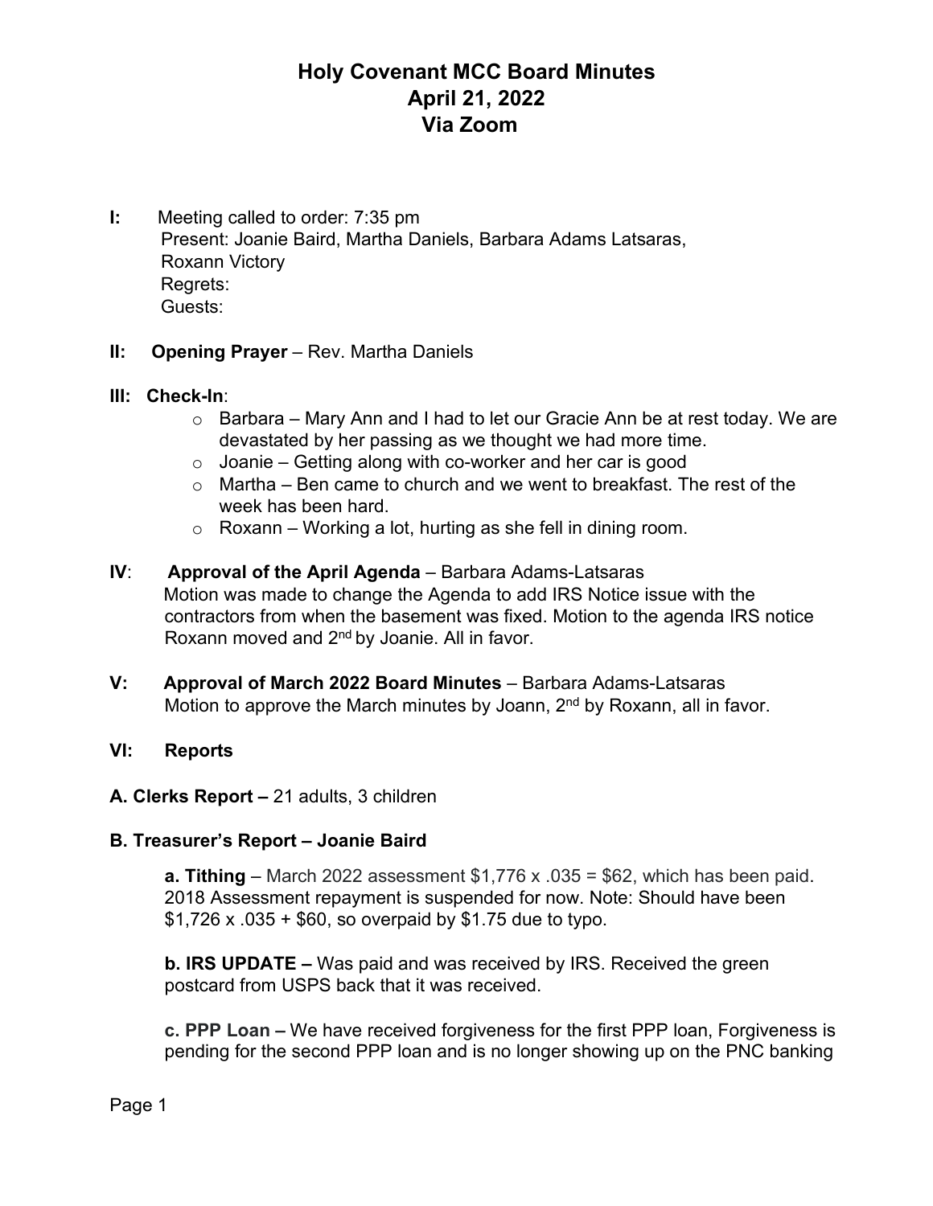# Holy Covenant MCC Board Minutes
# April 21, 2022
# Via Zoom

**I:** Meeting called to order: 7:35 pm
Present: Joanie Baird, Martha Daniels, Barbara Adams Latsaras, Roxann Victory
Regrets:
Guests:

**II: Opening Prayer** – Rev. Martha Daniels

**III: Check-In**:

- Barbara – Mary Ann and I had to let our Gracie Ann be at rest today. We are devastated by her passing as we thought we had more time.
- Joanie – Getting along with co-worker and her car is good
- Martha – Ben came to church and we went to breakfast. The rest of the week has been hard.
- Roxann – Working a lot, hurting as she fell in dining room.

**IV**: **Approval of the April Agenda** – Barbara Adams-Latsaras
Motion was made to change the Agenda to add IRS Notice issue with the contractors from when the basement was fixed. Motion to the agenda IRS notice Roxann moved and 2nd by Joanie. All in favor.

**V: Approval of March 2022 Board Minutes** – Barbara Adams-Latsaras
Motion to approve the March minutes by Joann, 2nd by Roxann, all in favor.

**VI: Reports**

**A. Clerks Report –** 21 adults, 3 children

**B. Treasurer's Report – Joanie Baird**

**a. Tithing** – March 2022 assessment $1,776 x .035 = $62, which has been paid. 2018 Assessment repayment is suspended for now. Note: Should have been $1,726 x .035 + $60, so overpaid by $1.75 due to typo.

**b. IRS UPDATE –** Was paid and was received by IRS. Received the green postcard from USPS back that it was received.

**c. PPP Loan –** We have received forgiveness for the first PPP loan, Forgiveness is pending for the second PPP loan and is no longer showing up on the PNC banking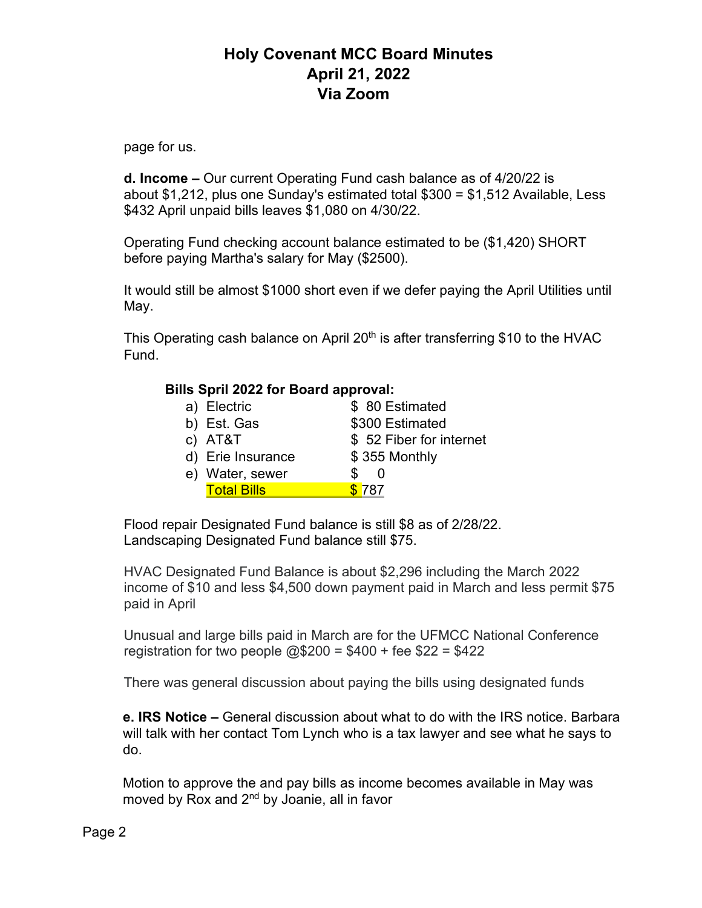page for us.

**d. Income –** Our current Operating Fund cash balance as of 4/20/22 is about $1,212, plus one Sunday's estimated total $300 = $1,512 Available, Less $432 April unpaid bills leaves $1,080 on 4/30/22.

Operating Fund checking account balance estimated to be ($1,420) SHORT before paying Martha's salary for May ($2500).

It would still be almost $1000 short even if we defer paying the April Utilities until May.

This Operating cash balance on April 20th is after transferring $10 to the HVAC Fund.

**Bills Spril 2022 for Board approval:**

| | |
|---|---|
| a) Electric | $ 80 Estimated |
| b) Est. Gas | $300 Estimated |
| c) AT&T | $ 52 Fiber for internet |
| d) Erie Insurance | $ 355 Monthly |
| e) Water, sewer | $ 0 |
| Total Bills | $ 787 |

Flood repair Designated Fund balance is still $8 as of 2/28/22.
Landscaping Designated Fund balance still $75.

HVAC Designated Fund Balance is about $2,296 including the March 2022 income of $10 and less $4,500 down payment paid in March and less permit $75 paid in April

Unusual and large bills paid in March are for the UFMCC National Conference registration for two people @$200 = $400 + fee $22 = $422

There was general discussion about paying the bills using designated funds

**e. IRS Notice –** General discussion about what to do with the IRS notice. Barbara will talk with her contact Tom Lynch who is a tax lawyer and see what he says to do.

Motion to approve the and pay bills as income becomes available in May was moved by Rox and 2nd by Joanie, all in favor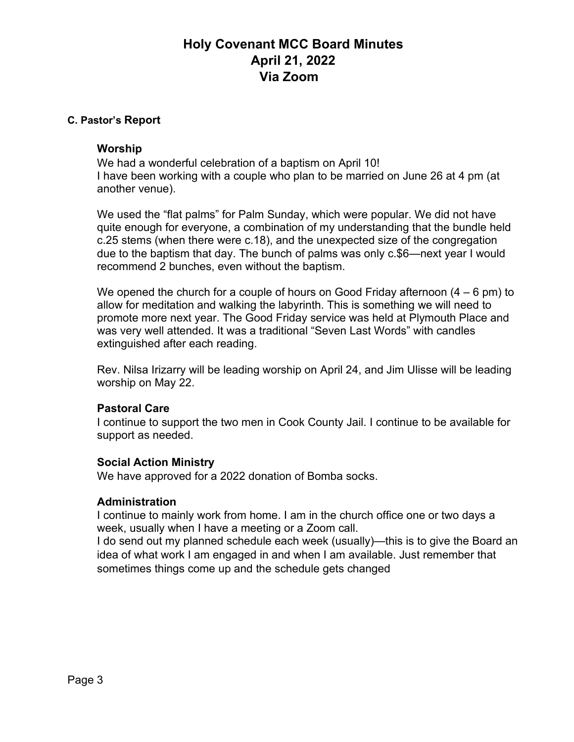# Holy Covenant MCC Board Minutes
# April 21, 2022
# Via Zoom

### C. Pastor's Report

#### Worship

We had a wonderful celebration of a baptism on April 10!
I have been working with a couple who plan to be married on June 26 at 4 pm (at another venue).

We used the "flat palms" for Palm Sunday, which were popular. We did not have quite enough for everyone, a combination of my understanding that the bundle held c.25 stems (when there were c.18), and the unexpected size of the congregation due to the baptism that day. The bunch of palms was only c.$6—next year I would recommend 2 bunches, even without the baptism.

We opened the church for a couple of hours on Good Friday afternoon (4 – 6 pm) to allow for meditation and walking the labyrinth. This is something we will need to promote more next year. The Good Friday service was held at Plymouth Place and was very well attended. It was a traditional "Seven Last Words" with candles extinguished after each reading.

Rev. Nilsa Irizarry will be leading worship on April 24, and Jim Ulisse will be leading worship on May 22.

#### Pastoral Care

I continue to support the two men in Cook County Jail. I continue to be available for support as needed.

#### Social Action Ministry

We have approved for a 2022 donation of Bomba socks.

#### Administration

I continue to mainly work from home. I am in the church office one or two days a week, usually when I have a meeting or a Zoom call.
I do send out my planned schedule each week (usually)—this is to give the Board an idea of what work I am engaged in and when I am available. Just remember that sometimes things come up and the schedule gets changed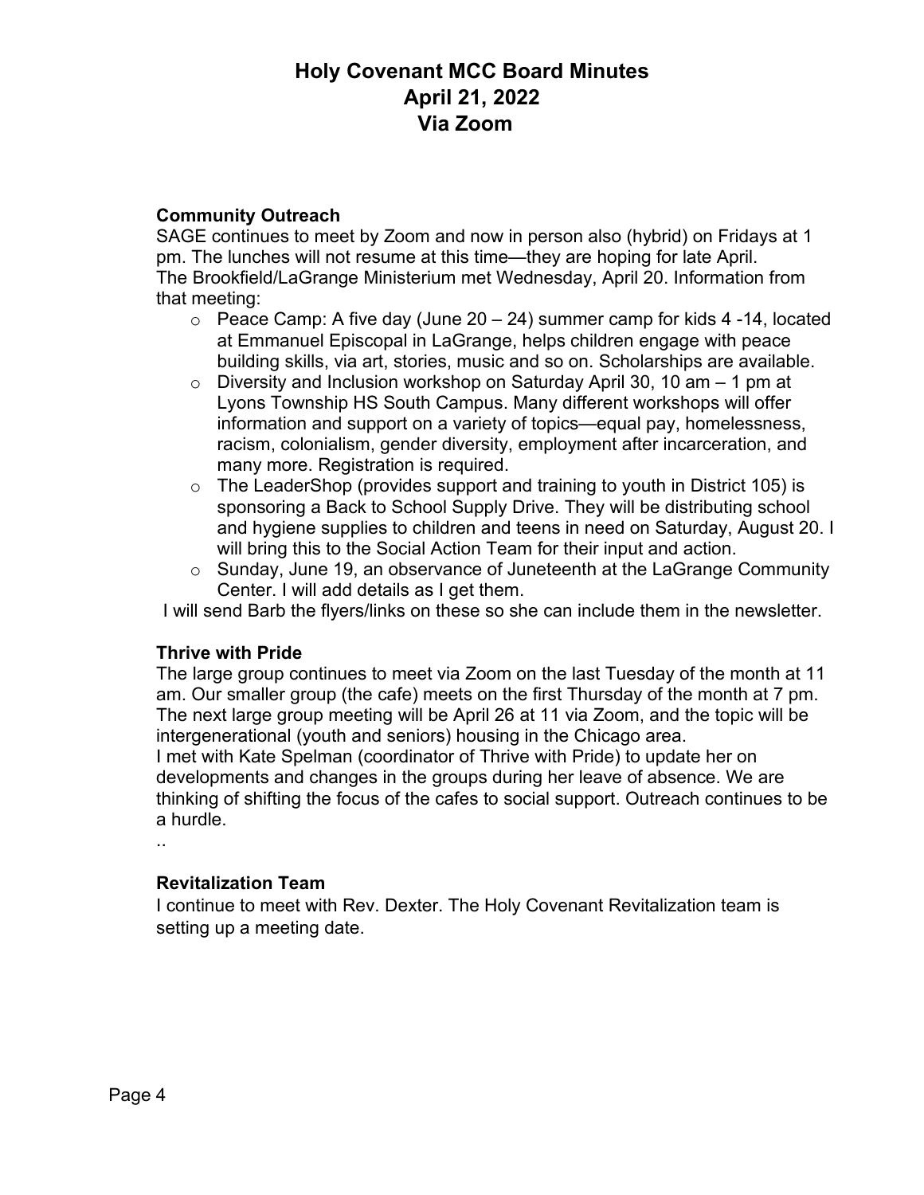# Holy Covenant MCC Board Minutes
## April 21, 2022
## Via Zoom

**Community Outreach**

SAGE continues to meet by Zoom and now in person also (hybrid) on Fridays at 1 pm. The lunches will not resume at this time—they are hoping for late April.
The Brookfield/LaGrange Ministerium met Wednesday, April 20. Information from that meeting:

- Peace Camp: A five day (June 20 – 24) summer camp for kids 4 -14, located at Emmanuel Episcopal in LaGrange, helps children engage with peace building skills, via art, stories, music and so on. Scholarships are available.
- Diversity and Inclusion workshop on Saturday April 30, 10 am – 1 pm at Lyons Township HS South Campus. Many different workshops will offer information and support on a variety of topics—equal pay, homelessness, racism, colonialism, gender diversity, employment after incarceration, and many more. Registration is required.
- The LeaderShop (provides support and training to youth in District 105) is sponsoring a Back to School Supply Drive. They will be distributing school and hygiene supplies to children and teens in need on Saturday, August 20. I will bring this to the Social Action Team for their input and action.
- Sunday, June 19, an observance of Juneteenth at the LaGrange Community Center. I will add details as I get them.

I will send Barb the flyers/links on these so she can include them in the newsletter.

**Thrive with Pride**

The large group continues to meet via Zoom on the last Tuesday of the month at 11 am. Our smaller group (the cafe) meets on the first Thursday of the month at 7 pm. The next large group meeting will be April 26 at 11 via Zoom, and the topic will be intergenerational (youth and seniors) housing in the Chicago area.
I met with Kate Spelman (coordinator of Thrive with Pride) to update her on developments and changes in the groups during her leave of absence. We are thinking of shifting the focus of the cafes to social support. Outreach continues to be a hurdle.

..

**Revitalization Team**

I continue to meet with Rev. Dexter. The Holy Covenant Revitalization team is setting up a meeting date.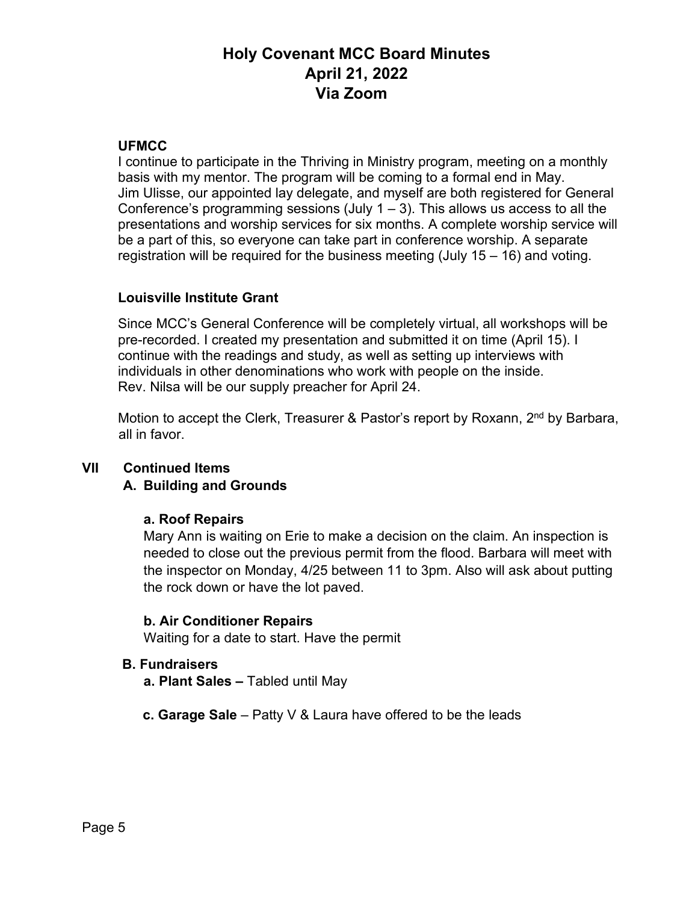**UFMCC**

I continue to participate in the Thriving in Ministry program, meeting on a monthly basis with my mentor. The program will be coming to a formal end in May. Jim Ulisse, our appointed lay delegate, and myself are both registered for General Conference's programming sessions (July 1 – 3). This allows us access to all the presentations and worship services for six months. A complete worship service will be a part of this, so everyone can take part in conference worship. A separate registration will be required for the business meeting (July 15 – 16) and voting.

**Louisville Institute Grant**

Since MCC's General Conference will be completely virtual, all workshops will be pre-recorded. I created my presentation and submitted it on time (April 15). I continue with the readings and study, as well as setting up interviews with individuals in other denominations who work with people on the inside.
Rev. Nilsa will be our supply preacher for April 24.

Motion to accept the Clerk, Treasurer & Pastor's report by Roxann, 2nd by Barbara, all in favor.

**VII Continued Items**

**A. Building and Grounds**

**a. Roof Repairs**
Mary Ann is waiting on Erie to make a decision on the claim. An inspection is needed to close out the previous permit from the flood. Barbara will meet with the inspector on Monday, 4/25 between 11 to 3pm. Also will ask about putting the rock down or have the lot paved.

**b. Air Conditioner Repairs**
Waiting for a date to start. Have the permit

**B. Fundraisers**

**a. Plant Sales –** Tabled until May

**c. Garage Sale** – Patty V & Laura have offered to be the leads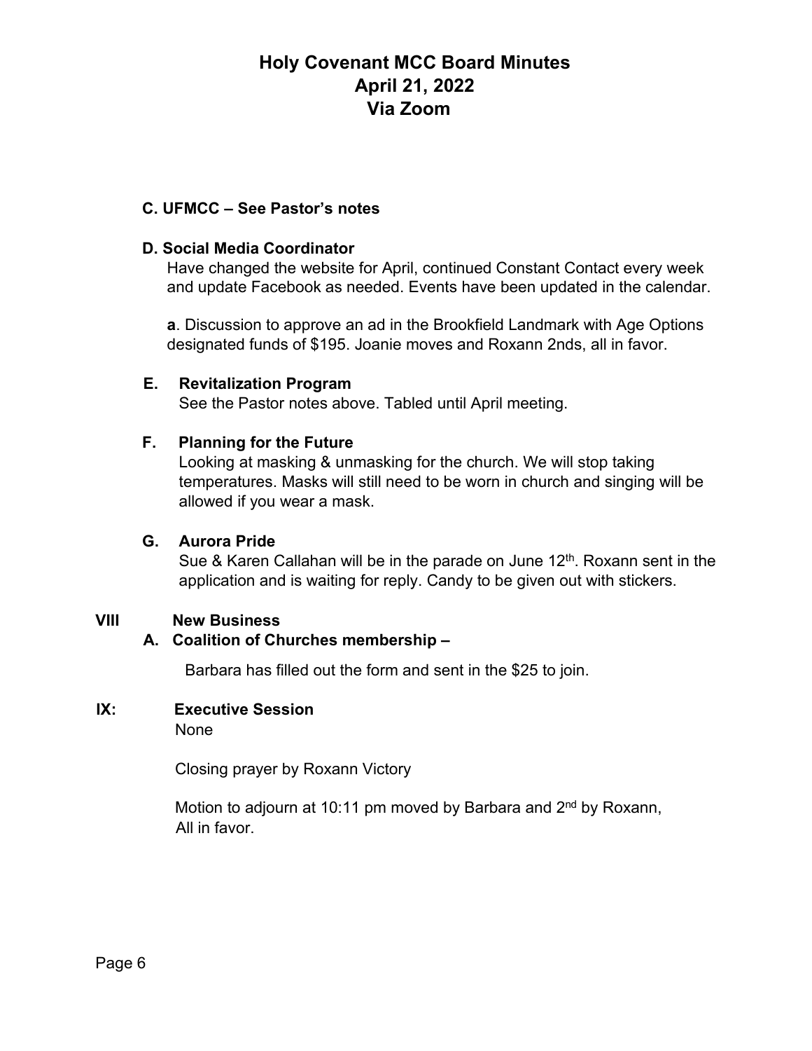# Holy Covenant MCC Board Minutes
# April 21, 2022
# Via Zoom

**C. UFMCC – See Pastor's notes**

**D. Social Media Coordinator**

Have changed the website for April, continued Constant Contact every week and update Facebook as needed. Events have been updated in the calendar.

**a**. Discussion to approve an ad in the Brookfield Landmark with Age Options designated funds of $195. Joanie moves and Roxann 2nds, all in favor.

**E. Revitalization Program**

See the Pastor notes above. Tabled until April meeting.

**F. Planning for the Future**

Looking at masking & unmasking for the church. We will stop taking temperatures. Masks will still need to be worn in church and singing will be allowed if you wear a mask.

**G. Aurora Pride**

Sue & Karen Callahan will be in the parade on June 12th. Roxann sent in the application and is waiting for reply. Candy to be given out with stickers.

**VIII New Business**

**A. Coalition of Churches membership –**

Barbara has filled out the form and sent in the $25 to join.

**IX: Executive Session**

None

Closing prayer by Roxann Victory

Motion to adjourn at 10:11 pm moved by Barbara and 2nd by Roxann, All in favor.